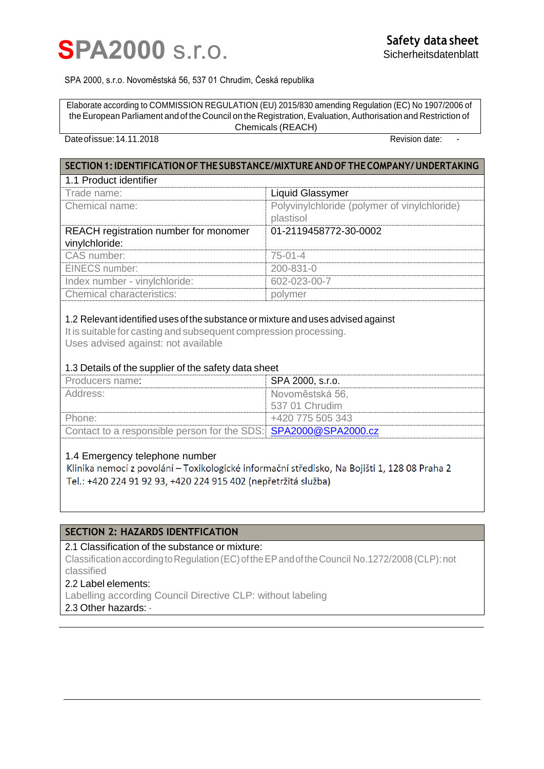**SPA2000 s.r.o.**

**Safety data sheet**
Sicherheitsdatenblatt

SPA 2000, s.r.o. Novoměstská 56, 537 01 Chrudim, Česká republika

Elaborate according to COMMISSION REGULATION (EU) 2015/830 amending Regulation (EC) No 1907/2006 of the European Parliament and of the Council on the Registration, Evaluation, Authorisation and Restriction of Chemicals (REACH)

Date of issue: 14.11.2018 | Revision date: -

## SECTION 1: IDENTIFICATION OF THE SUBSTANCE/MIXTURE AND OF THE COMPANY/ UNDERTAKING

### 1.1 Product identifier

| | |
|---|---|
| Trade name: | Liquid Glassymer |
| Chemical name: | Polyvinylchloride (polymer of vinylchloride) plastisol |
| REACH registration number for monomer vinylchloride: | 01-2119458772-30-0002 |
| CAS number: | 75-01-4 |
| EINECS number: | 200-831-0 |
| Index number - vinylchloride: | 602-023-00-7 |
| Chemical characteristics: | polymer |

### 1.2 Relevant identified uses of the substance or mixture and uses advised against

It is suitable for casting and subsequent compression processing.
Uses advised against: not available

### 1.3 Details of the supplier of the safety data sheet

| | |
|---|---|
| Producers name: | SPA 2000, s.r.o. |
| Address: | Novoměstská 56, 537 01 Chrudim |
| Phone: | +420 775 505 343 |
| Contact to a responsible person for the SDS: | SPA2000@SPA2000.cz |

### 1.4 Emergency telephone number

Klinika nemocí z povolání – Toxikologické informační středisko, Na Bojišti 1, 128 08 Praha 2
Tel.: +420 224 91 92 93, +420 224 915 402 (nepřetržitá služba)

## SECTION 2: HAZARDS IDENTFICATION

2.1 Classification of the substance or mixture:
Classification according to Regulation (EC) of the EP and of the Council No.1272/2008 (CLP): not classified

2.2 Label elements:
Labelling according Council Directive CLP: without labeling

2.3 Other hazards: -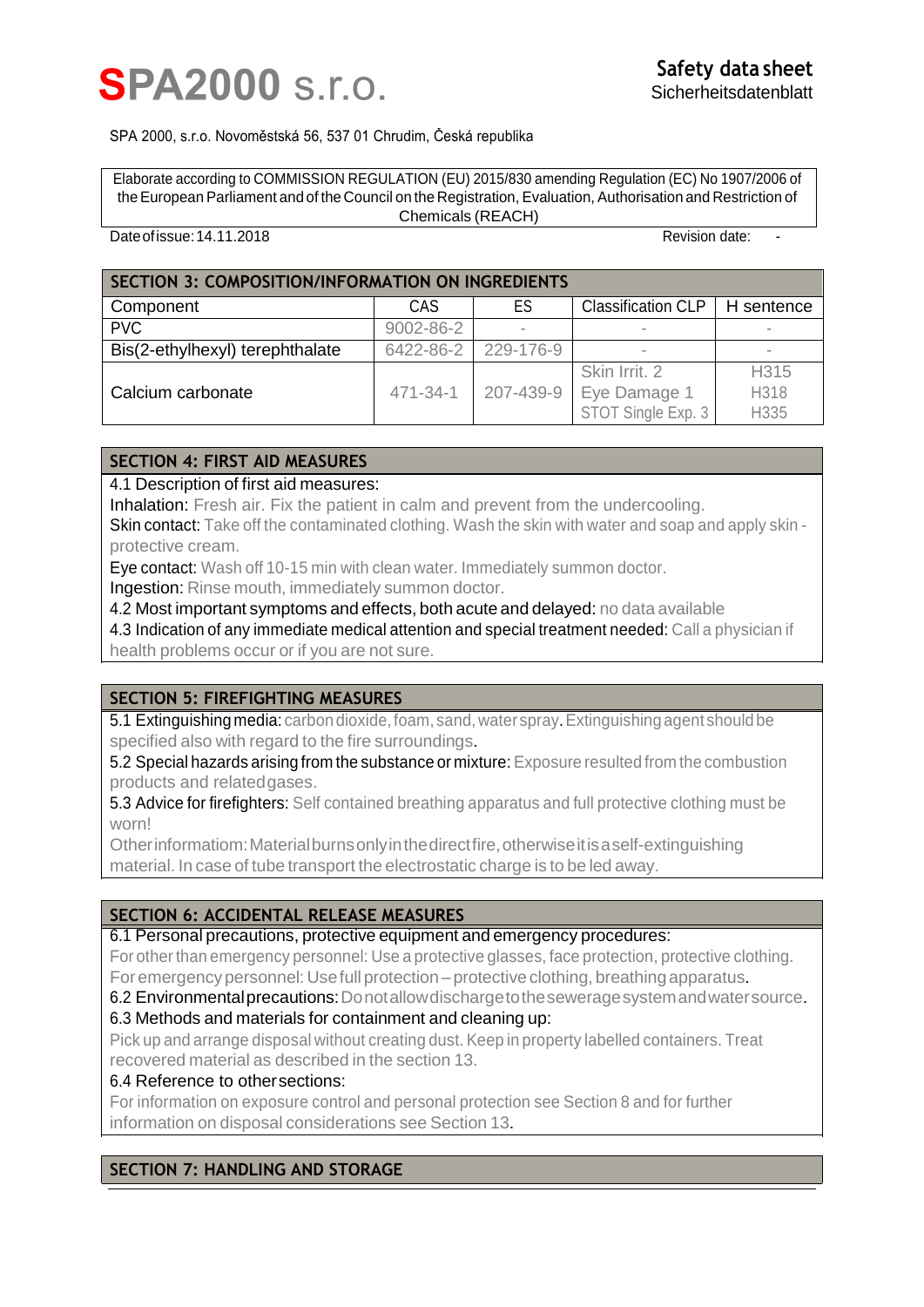# SPA2000 s.r.o.

**Safety data sheet**
Sicherheitsdatenblatt

SPA 2000, s.r.o. Novoměstská 56, 537 01 Chrudim, Česká republika

Elaborate according to COMMISSION REGULATION (EU) 2015/830 amending Regulation (EC) No 1907/2006 of the European Parliament and of the Council on the Registration, Evaluation, Authorisation and Restriction of Chemicals (REACH)

Date of issue: 14.11.2018 Revision date: -

## SECTION 3: COMPOSITION/INFORMATION ON INGREDIENTS

| Component | CAS | ES | Classification CLP | H sentence |
|---|---|---|---|---|
| PVC | 9002-86-2 | - | - | - |
| Bis(2-ethylhexyl) terephthalate | 6422-86-2 | 229-176-9 | - | - |
| Calcium carbonate | 471-34-1 | 207-439-9 | Skin Irrit. 2<br>Eye Damage 1<br>STOT Single Exp. 3 | H315<br>H318<br>H335 |

## SECTION 4: FIRST AID MEASURES

4.1 Description of first aid measures:

Inhalation: Fresh air. Fix the patient in calm and prevent from the undercooling.

Skin contact: Take off the contaminated clothing. Wash the skin with water and soap and apply skin - protective cream.

Eye contact: Wash off 10-15 min with clean water. Immediately summon doctor.

Ingestion: Rinse mouth, immediately summon doctor.

4.2 Most important symptoms and effects, both acute and delayed: no data available

4.3 Indication of any immediate medical attention and special treatment needed: Call a physician if health problems occur or if you are not sure.

## SECTION 5: FIREFIGHTING MEASURES

5.1 Extinguishing media: carbon dioxide, foam, sand, water spray. Extinguishing agent should be specified also with regard to the fire surroundings.

5.2 Special hazards arising from the substance or mixture: Exposure resulted from the combustion products and related gases.

5.3 Advice for firefighters: Self contained breathing apparatus and full protective clothing must be worn!

Other informatiom: Material burns only in the direct fire, otherwise it is a self-extinguishing material. In case of tube transport the electrostatic charge is to be led away.

## SECTION 6: ACCIDENTAL RELEASE MEASURES

6.1 Personal precautions, protective equipment and emergency procedures:

For other than emergency personnel: Use a protective glasses, face protection, protective clothing.
For emergency personnel: Use full protection – protective clothing, breathing apparatus.

6.2 Environmental precautions: Do not allow discharge to the sewerage system and water source.

6.3 Methods and materials for containment and cleaning up:

Pick up and arrange disposal without creating dust. Keep in property labelled containers. Treat recovered material as described in the section 13.

6.4 Reference to other sections:

For information on exposure control and personal protection see Section 8 and for further information on disposal considerations see Section 13.

## SECTION 7: HANDLING AND STORAGE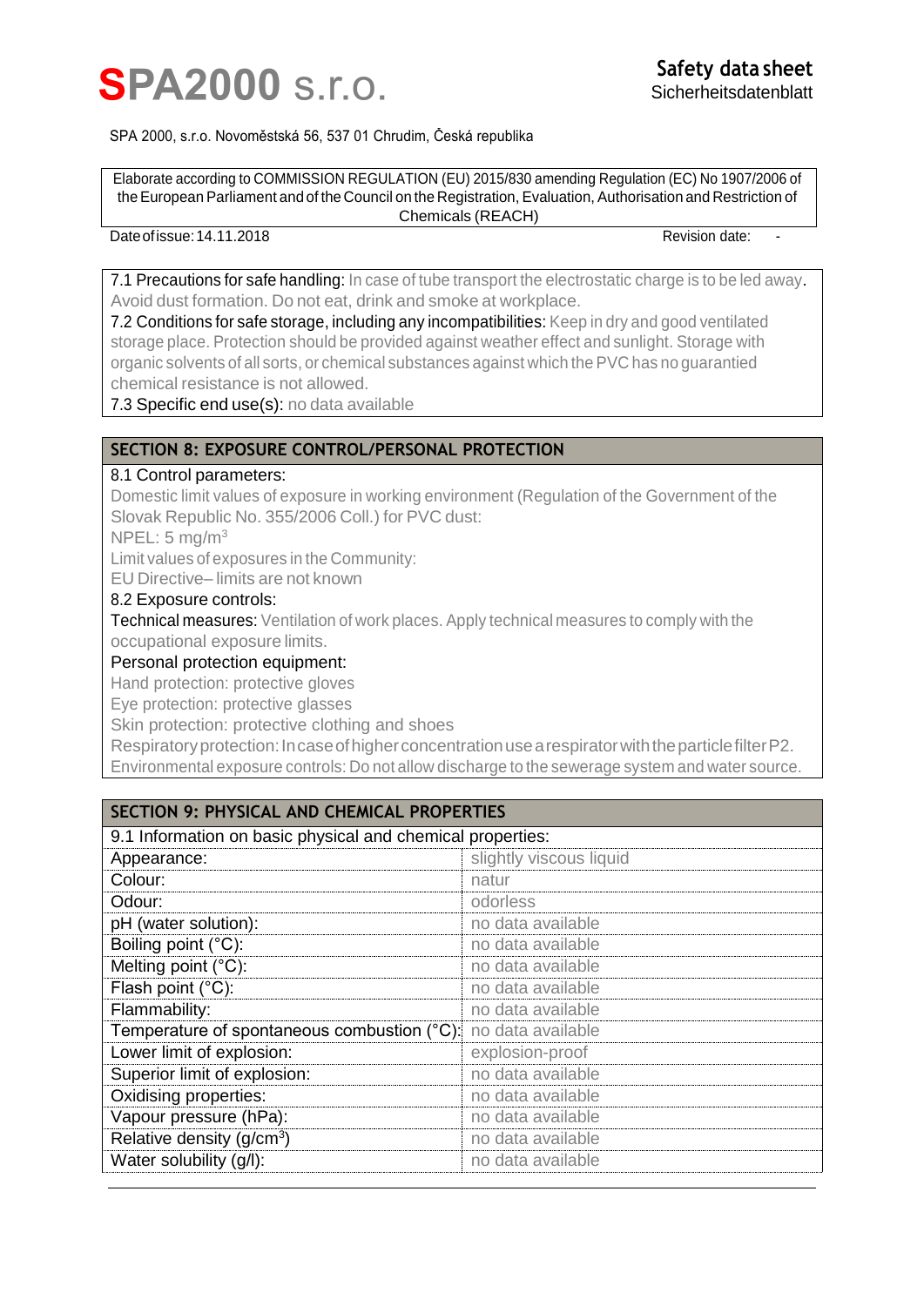7.1 Precautions for safe handling: In case of tube transport the electrostatic charge is to be led away. Avoid dust formation. Do not eat, drink and smoke at workplace.

7.2 Conditions for safe storage, including any incompatibilities: Keep in dry and good ventilated storage place. Protection should be provided against weather effect and sunlight. Storage with organic solvents of all sorts, or chemical substances against which the PVC has no guarantied chemical resistance is not allowed.

7.3 Specific end use(s): no data available

## SECTION 8: EXPOSURE CONTROL/PERSONAL PROTECTION

8.1 Control parameters:

Domestic limit values of exposure in working environment (Regulation of the Government of the Slovak Republic No. 355/2006 Coll.) for PVC dust:

NPEL: 5 mg/m$^3$

Limit values of exposures in the Community:

EU Directive– limits are not known

8.2 Exposure controls:

Technical measures: Ventilation of work places. Apply technical measures to comply with the occupational exposure limits.

Personal protection equipment:

Hand protection: protective gloves

Eye protection: protective glasses

Skin protection: protective clothing and shoes

Respiratory protection: In case of higher concentration use a respirator with the particle filter P2.

Environmental exposure controls: Do not allow discharge to the sewerage system and water source.

## SECTION 9: PHYSICAL AND CHEMICAL PROPERTIES

| 9.1 Information on basic physical and chemical properties: | |
|---|---|
| Appearance: | slightly viscous liquid |
| Colour: | natur |
| Odour: | odorless |
| pH (water solution): | no data available |
| Boiling point (°C): | no data available |
| Melting point (°C): | no data available |
| Flash point (°C): | no data available |
| Flammability: | no data available |
| Temperature of spontaneous combustion (°C): | no data available |
| Lower limit of explosion: | explosion-proof |
| Superior limit of explosion: | no data available |
| Oxidising properties: | no data available |
| Vapour pressure (hPa): | no data available |
| Relative density (g/cm$^3$) | no data available |
| Water solubility (g/l): | no data available |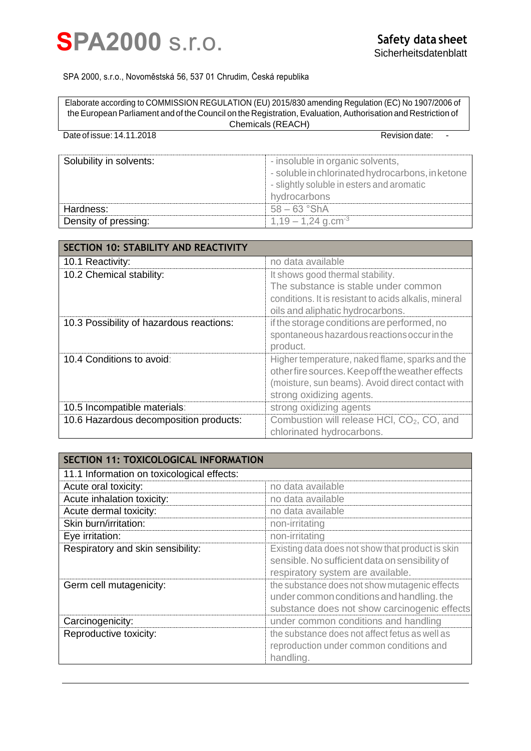| Solubility in solvents: | - insoluble in organic solvents,<br>- soluble in chlorinated hydrocarbons, in ketone<br>- slightly soluble in esters and aromatic hydrocarbons |
|---|---|
| Hardness: | 58 – 63 °ShA |
| Density of pressing: | 1,19 – 1,24 $g.cm^{-3}$ |

| SECTION 10: STABILITY AND REACTIVITY | |
|---|---|
| 10.1 Reactivity: | no data available |
| 10.2 Chemical stability: | It shows good thermal stability.<br>The substance is stable under common conditions. It is resistant to acids alkalis, mineral oils and aliphatic hydrocarbons. |
| 10.3 Possibility of hazardous reactions: | if the storage conditions are performed, no spontaneous hazardous reactions occur in the product. |
| 10.4 Conditions to avoid: | Higher temperature, naked flame, sparks and the other fire sources. Keep off the weather effects (moisture, sun beams). Avoid direct contact with strong oxidizing agents. |
| 10.5 Incompatible materials: | strong oxidizing agents |
| 10.6 Hazardous decomposition products: | Combustion will release HCl, $CO_2$, CO, and chlorinated hydrocarbons. |

| SECTION 11: TOXICOLOGICAL INFORMATION | |
|---|---|
| 11.1 Information on toxicological effects: | |
| Acute oral toxicity: | no data available |
| Acute inhalation toxicity: | no data available |
| Acute dermal toxicity: | no data available |
| Skin burn/irritation: | non-irritating |
| Eye irritation: | non-irritating |
| Respiratory and skin sensibility: | Existing data does not show that product is skin sensible. No sufficient data on sensibility of respiratory system are available. |
| Germ cell mutagenicity: | the substance does not show mutagenic effects under common conditions and handling. the substance does not show carcinogenic effects |
| Carcinogenicity: | under common conditions and handling |
| Reproductive toxicity: | the substance does not affect fetus as well as reproduction under common conditions and handling. |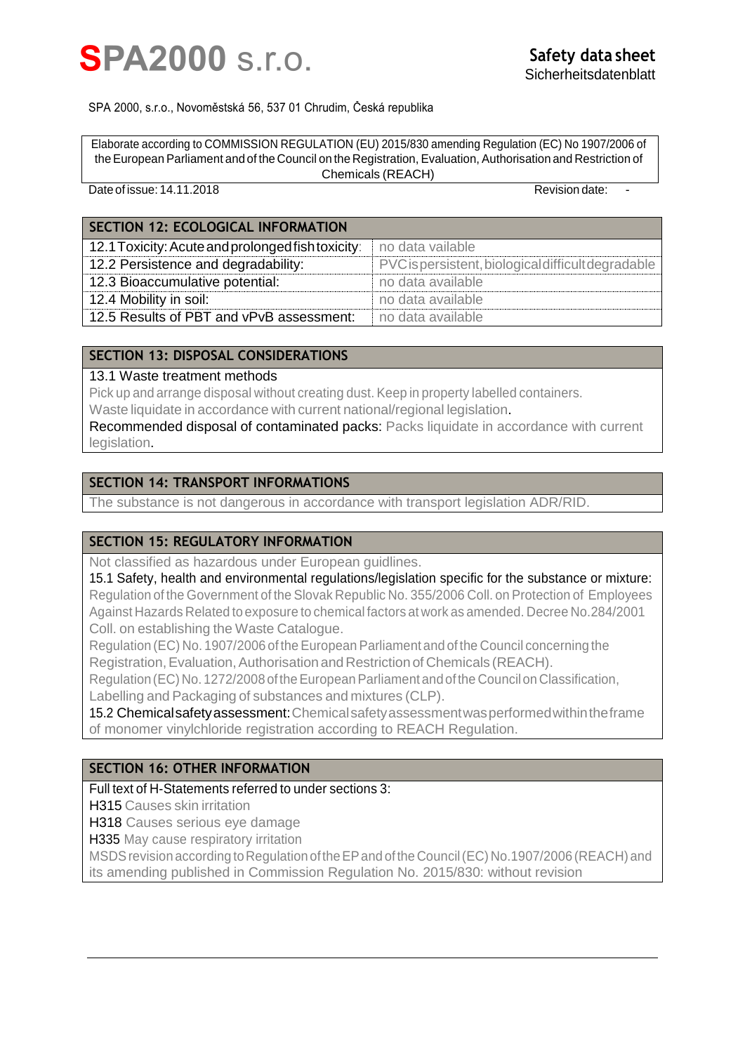## SECTION 12: ECOLOGICAL INFORMATION

| | |
|---|---|
| 12.1 Toxicity: Acute and prolonged fish toxicity: | no data vailable |
| 12.2 Persistence and degradability: | PVC is persistent, biological difficult degradable |
| 12.3 Bioaccumulative potential: | no data available |
| 12.4 Mobility in soil: | no data available |
| 12.5 Results of PBT and vPvB assessment: | no data available |

## SECTION 13: DISPOSAL CONSIDERATIONS

13.1 Waste treatment methods

Pick up and arrange disposal without creating dust. Keep in property labelled containers.

Waste liquidate in accordance with current national/regional legislation.

Recommended disposal of contaminated packs: Packs liquidate in accordance with current legislation.

## SECTION 14: TRANSPORT INFORMATIONS

The substance is not dangerous in accordance with transport legislation ADR/RID.

## SECTION 15: REGULATORY INFORMATION

Not classified as hazardous under European guidlines.

15.1 Safety, health and environmental regulations/legislation specific for the substance or mixture:
Regulation of the Government of the Slovak Republic No. 355/2006 Coll. on Protection of Employees Against Hazards Related to exposure to chemical factors at work as amended. Decree No.284/2001 Coll. on establishing the Waste Catalogue.

Regulation (EC) No. 1907/2006 of the European Parliament and of the Council concerning the Registration, Evaluation, Authorisation and Restriction of Chemicals (REACH).

Regulation (EC) No. 1272/2008 of the European Parliament and of the Council on Classification, Labelling and Packaging of substances and mixtures (CLP).

15.2 Chemical safety assessment: Chemical safety assessment was performed within the frame of monomer vinylchloride registration according to REACH Regulation.

## SECTION 16: OTHER INFORMATION

Full text of H-Statements referred to under sections 3:

H315 Causes skin irritation

H318 Causes serious eye damage

H335 May cause respiratory irritation

MSDS revision according to Regulation of the EP and of the Council (EC) No.1907/2006 (REACH) and its amending published in Commission Regulation No. 2015/830: without revision